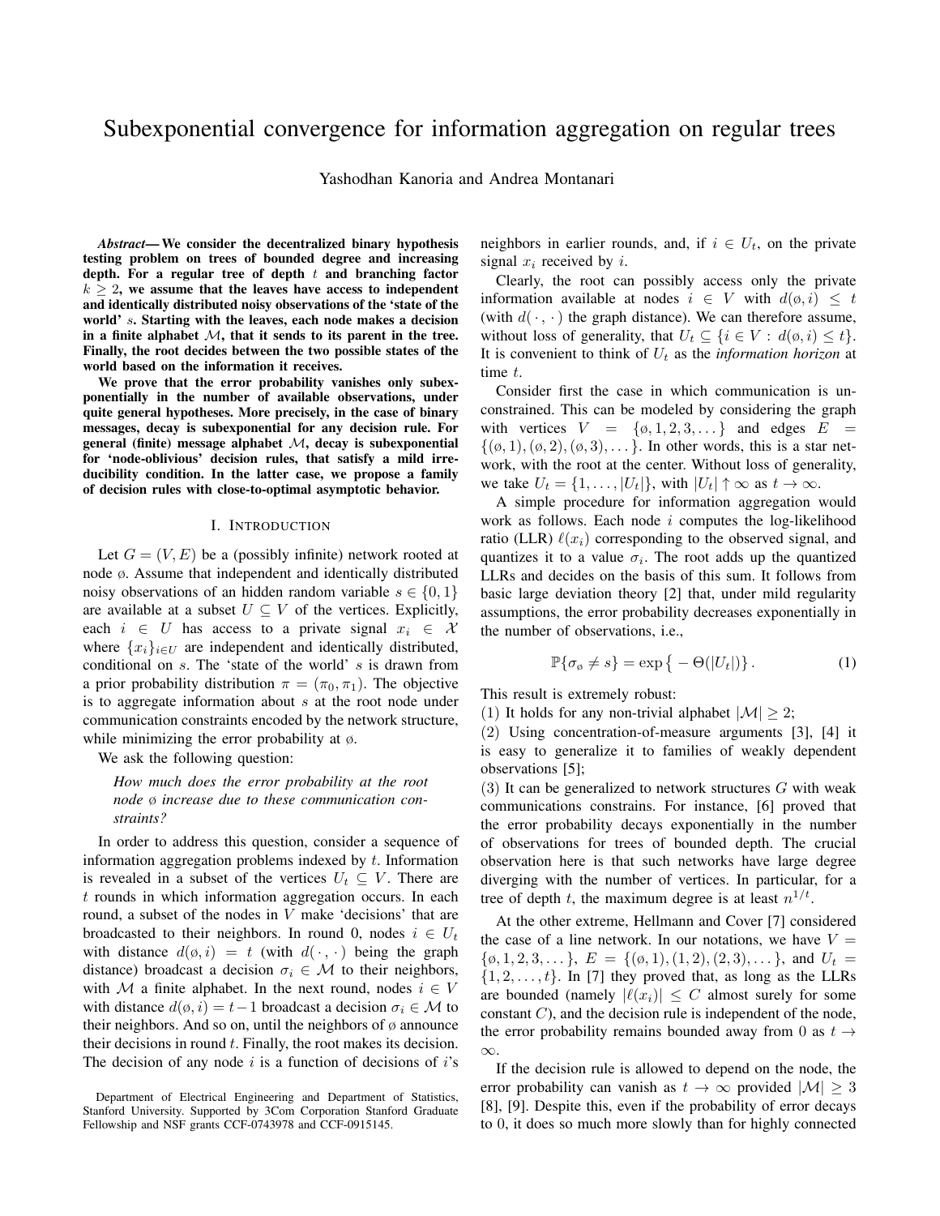# Subexponential convergence for information aggregation on regular trees

Yashodhan Kanoria and Andrea Montanari

***Abstract*— We consider the decentralized binary hypothesis testing problem on trees of bounded degree and increasing depth. For a regular tree of depth $t$ and branching factor $k \geq 2$, we assume that the leaves have access to independent and identically distributed noisy observations of the 'state of the world' $s$. Starting with the leaves, each node makes a decision in a finite alphabet $\mathcal{M}$, that it sends to its parent in the tree. Finally, the root decides between the two possible states of the world based on the information it receives.**

**We prove that the error probability vanishes only subexponentially in the number of available observations, under quite general hypotheses. More precisely, in the case of binary messages, decay is subexponential for any decision rule. For general (finite) message alphabet $\mathcal{M}$, decay is subexponential for 'node-oblivious' decision rules, that satisfy a mild irreducibility condition. In the latter case, we propose a family of decision rules with close-to-optimal asymptotic behavior.**

## I. Introduction

Let $G = (V, E)$ be a (possibly infinite) network rooted at node $\emptyset$. Assume that independent and identically distributed noisy observations of an hidden random variable $s \in \{0, 1\}$ are available at a subset $U \subseteq V$ of the vertices. Explicitly, each $i \in U$ has access to a private signal $x_i \in \mathcal{X}$ where $\{x_i\}_{i \in U}$ are independent and identically distributed, conditional on $s$. The 'state of the world' $s$ is drawn from a prior probability distribution $\pi = (\pi_0, \pi_1)$. The objective is to aggregate information about $s$ at the root node under communication constraints encoded by the network structure, while minimizing the error probability at $\emptyset$.

We ask the following question:

*How much does the error probability at the root node $\emptyset$ increase due to these communication constraints?*

In order to address this question, consider a sequence of information aggregation problems indexed by $t$. Information is revealed in a subset of the vertices $U_t \subseteq V$. There are $t$ rounds in which information aggregation occurs. In each round, a subset of the nodes in $V$ make 'decisions' that are broadcasted to their neighbors. In round 0, nodes $i \in U_t$ with distance $d(\emptyset, i) = t$ (with $d(\,\cdot\,,\,\cdot\,)$ being the graph distance) broadcast a decision $\sigma_i \in \mathcal{M}$ to their neighbors, with $\mathcal{M}$ a finite alphabet. In the next round, nodes $i \in V$ with distance $d(\emptyset, i) = t-1$ broadcast a decision $\sigma_i \in \mathcal{M}$ to their neighbors. And so on, until the neighbors of $\emptyset$ announce their decisions in round $t$. Finally, the root makes its decision. The decision of any node $i$ is a function of decisions of $i$'s neighbors in earlier rounds, and, if $i \in U_t$, on the private signal $x_i$ received by $i$.

Clearly, the root can possibly access only the private information available at nodes $i \in V$ with $d(\emptyset, i) \leq t$ (with $d(\,\cdot\,,\,\cdot\,)$ the graph distance). We can therefore assume, without loss of generality, that $U_t \subseteq \{i \in V : d(\emptyset, i) \leq t\}$. It is convenient to think of $U_t$ as the *information horizon* at time $t$.

Consider first the case in which communication is unconstrained. This can be modeled by considering the graph with vertices $V = \{\emptyset, 1, 2, 3, \dots\}$ and edges $E = \{(\emptyset, 1), (\emptyset, 2), (\emptyset, 3), \dots\}$. In other words, this is a star network, with the root at the center. Without loss of generality, we take $U_t = \{1, \dots, |U_t|\}$, with $|U_t| \uparrow \infty$ as $t \to \infty$.

A simple procedure for information aggregation would work as follows. Each node $i$ computes the log-likelihood ratio (LLR) $\ell(x_i)$ corresponding to the observed signal, and quantizes it to a value $\sigma_i$. The root adds up the quantized LLRs and decides on the basis of this sum. It follows from basic large deviation theory [2] that, under mild regularity assumptions, the error probability decreases exponentially in the number of observations, i.e.,

$$\mathbb{P}\{\sigma_\emptyset \neq s\} = \exp\big\{ -\Theta(|U_t|)\big\}\,. \tag{1}$$

This result is extremely robust:
(1) It holds for any non-trivial alphabet $|\mathcal{M}| \geq 2$;
(2) Using concentration-of-measure arguments [3], [4] it is easy to generalize it to families of weakly dependent observations [5];
(3) It can be generalized to network structures $G$ with weak communications constrains. For instance, [6] proved that the error probability decays exponentially in the number of observations for trees of bounded depth. The crucial observation here is that such networks have large degree diverging with the number of vertices. In particular, for a tree of depth $t$, the maximum degree is at least $n^{1/t}$.

At the other extreme, Hellmann and Cover [7] considered the case of a line network. In our notations, we have $V = \{\emptyset, 1, 2, 3, \dots\}$, $E = \{(\emptyset, 1), (1, 2), (2, 3), \dots\}$, and $U_t = \{1, 2, \dots, t\}$. In [7] they proved that, as long as the LLRs are bounded (namely $|\ell(x_i)| \leq C$ almost surely for some constant $C$), and the decision rule is independent of the node, the error probability remains bounded away from 0 as $t \to \infty$.

If the decision rule is allowed to depend on the node, the error probability can vanish as $t \to \infty$ provided $|\mathcal{M}| \geq 3$ [8], [9]. Despite this, even if the probability of error decays to 0, it does so much more slowly than for highly connected

Department of Electrical Engineering and Department of Statistics, Stanford University. Supported by 3Com Corporation Stanford Graduate Fellowship and NSF grants CCF-0743978 and CCF-0915145.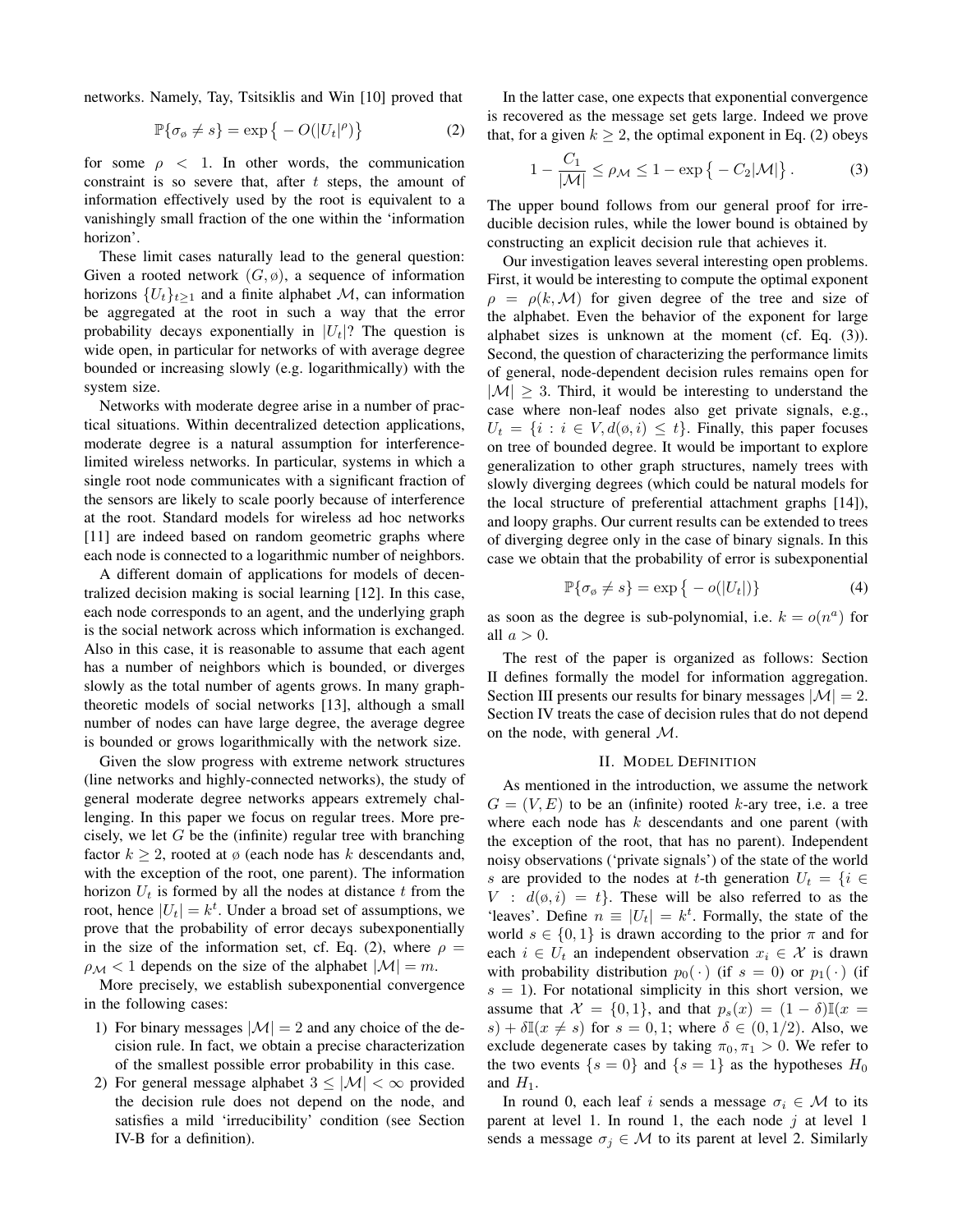networks. Namely, Tay, Tsitsiklis and Win [10] proved that

$$\mathbb{P}\{\sigma_\varnothing \neq s\} = \exp\big\{ - O(|U_t|^\rho)\big\} \tag{2}$$

for some $\rho < 1$. In other words, the communication constraint is so severe that, after $t$ steps, the amount of information effectively used by the root is equivalent to a vanishingly small fraction of the one within the 'information horizon'.

These limit cases naturally lead to the general question: Given a rooted network $(G, \varnothing)$, a sequence of information horizons $\{U_t\}_{t\geq 1}$ and a finite alphabet $\mathcal{M}$, can information be aggregated at the root in such a way that the error probability decays exponentially in $|U_t|$? The question is wide open, in particular for networks of with average degree bounded or increasing slowly (e.g. logarithmically) with the system size.

Networks with moderate degree arise in a number of practical situations. Within decentralized detection applications, moderate degree is a natural assumption for interference-limited wireless networks. In particular, systems in which a single root node communicates with a significant fraction of the sensors are likely to scale poorly because of interference at the root. Standard models for wireless ad hoc networks [11] are indeed based on random geometric graphs where each node is connected to a logarithmic number of neighbors.

A different domain of applications for models of decentralized decision making is social learning [12]. In this case, each node corresponds to an agent, and the underlying graph is the social network across which information is exchanged. Also in this case, it is reasonable to assume that each agent has a number of neighbors which is bounded, or diverges slowly as the total number of agents grows. In many graph-theoretic models of social networks [13], although a small number of nodes can have large degree, the average degree is bounded or grows logarithmically with the network size.

Given the slow progress with extreme network structures (line networks and highly-connected networks), the study of general moderate degree networks appears extremely challenging. In this paper we focus on regular trees. More precisely, we let $G$ be the (infinite) regular tree with branching factor $k \geq 2$, rooted at $\varnothing$ (each node has $k$ descendants and, with the exception of the root, one parent). The information horizon $U_t$ is formed by all the nodes at distance $t$ from the root, hence $|U_t| = k^t$. Under a broad set of assumptions, we prove that the probability of error decays subexponentially in the size of the information set, cf. Eq. (2), where $\rho = \rho_{\mathcal{M}} < 1$ depends on the size of the alphabet $|\mathcal{M}| = m$.

More precisely, we establish subexponential convergence in the following cases:

1) For binary messages $|\mathcal{M}| = 2$ and any choice of the decision rule. In fact, we obtain a precise characterization of the smallest possible error probability in this case.
2) For general message alphabet $3 \leq |\mathcal{M}| < \infty$ provided the decision rule does not depend on the node, and satisfies a mild 'irreducibility' condition (see Section IV-B for a definition).

In the latter case, one expects that exponential convergence is recovered as the message set gets large. Indeed we prove that, for a given $k \geq 2$, the optimal exponent in Eq. (2) obeys

$$1 - \frac{C_1}{|\mathcal{M}|} \leq \rho_{\mathcal{M}} \leq 1 - \exp\big\{ - C_2|\mathcal{M}|\big\}. \tag{3}$$

The upper bound follows from our general proof for irreducible decision rules, while the lower bound is obtained by constructing an explicit decision rule that achieves it.

Our investigation leaves several interesting open problems. First, it would be interesting to compute the optimal exponent $\rho = \rho(k, \mathcal{M})$ for given degree of the tree and size of the alphabet. Even the behavior of the exponent for large alphabet sizes is unknown at the moment (cf. Eq. (3)). Second, the question of characterizing the performance limits of general, node-dependent decision rules remains open for $|\mathcal{M}| \geq 3$. Third, it would be interesting to understand the case where non-leaf nodes also get private signals, e.g., $U_t = \{i : i \in V, d(\varnothing, i) \leq t\}$. Finally, this paper focuses on tree of bounded degree. It would be important to explore generalization to other graph structures, namely trees with slowly diverging degrees (which could be natural models for the local structure of preferential attachment graphs [14]), and loopy graphs. Our current results can be extended to trees of diverging degree only in the case of binary signals. In this case we obtain that the probability of error is subexponential

$$\mathbb{P}\{\sigma_\varnothing \neq s\} = \exp\big\{ - o(|U_t|)\big\} \tag{4}$$

as soon as the degree is sub-polynomial, i.e. $k = o(n^a)$ for all $a > 0$.

The rest of the paper is organized as follows: Section II defines formally the model for information aggregation. Section III presents our results for binary messages $|\mathcal{M}| = 2$. Section IV treats the case of decision rules that do not depend on the node, with general $\mathcal{M}$.

## II. Model Definition

As mentioned in the introduction, we assume the network $G = (V, E)$ to be an (infinite) rooted $k$-ary tree, i.e. a tree where each node has $k$ descendants and one parent (with the exception of the root, that has no parent). Independent noisy observations ('private signals') of the state of the world $s$ are provided to the nodes at $t$-th generation $U_t = \{i \in V : d(\varnothing, i) = t\}$. These will be also referred to as the 'leaves'. Define $n \equiv |U_t| = k^t$. Formally, the state of the world $s \in \{0, 1\}$ is drawn according to the prior $\pi$ and for each $i \in U_t$ an independent observation $x_i \in \mathcal{X}$ is drawn with probability distribution $p_0(\,\cdot\,)$ (if $s = 0$) or $p_1(\,\cdot\,)$ (if $s = 1$). For notational simplicity in this short version, we assume that $\mathcal{X} = \{0, 1\}$, and that $p_s(x) = (1 - \delta)\mathbb{I}(x = s) + \delta\mathbb{I}(x \neq s)$ for $s = 0, 1$; where $\delta \in (0, 1/2)$. Also, we exclude degenerate cases by taking $\pi_0, \pi_1 > 0$. We refer to the two events $\{s = 0\}$ and $\{s = 1\}$ as the hypotheses $H_0$ and $H_1$.

In round 0, each leaf $i$ sends a message $\sigma_i \in \mathcal{M}$ to its parent at level 1. In round 1, the each node $j$ at level 1 sends a message $\sigma_j \in \mathcal{M}$ to its parent at level 2. Similarly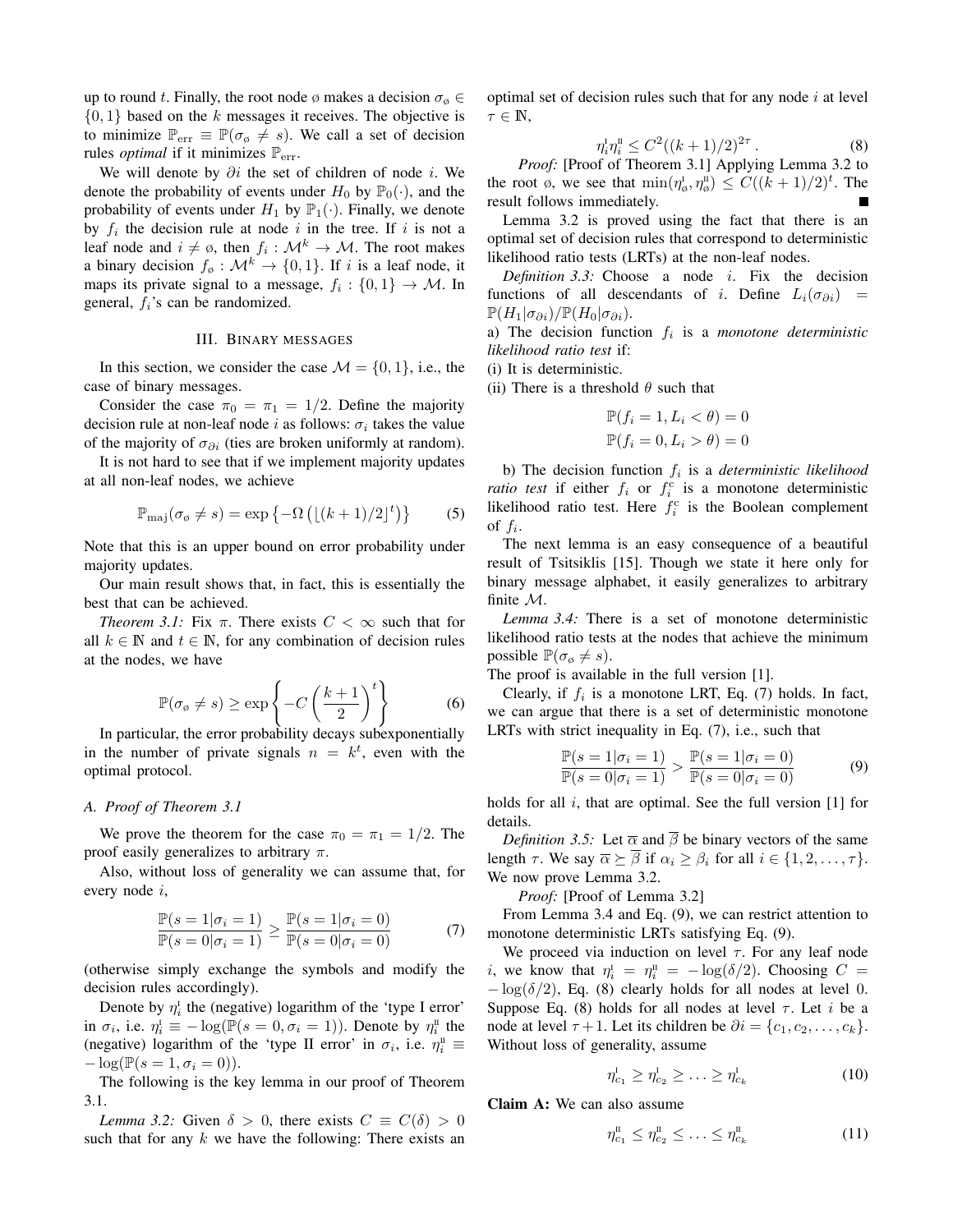up to round $t$. Finally, the root node $\emptyset$ makes a decision $\sigma_\emptyset \in \{0,1\}$ based on the $k$ messages it receives. The objective is to minimize $\mathbb{P}_{\rm err} \equiv \mathbb{P}(\sigma_\emptyset \neq s)$. We call a set of decision rules *optimal* if it minimizes $\mathbb{P}_{\rm err}$.

We will denote by $\partial i$ the set of children of node $i$. We denote the probability of events under $H_0$ by $\mathbb{P}_0(\cdot)$, and the probability of events under $H_1$ by $\mathbb{P}_1(\cdot)$. Finally, we denote by $f_i$ the decision rule at node $i$ in the tree. If $i$ is not a leaf node and $i \neq \emptyset$, then $f_i : \mathcal{M}^k \to \mathcal{M}$. The root makes a binary decision $f_\emptyset : \mathcal{M}^k \to \{0,1\}$. If $i$ is a leaf node, it maps its private signal to a message, $f_i : \{0,1\} \to \mathcal{M}$. In general, $f_i$'s can be randomized.

## III. Binary messages

In this section, we consider the case $\mathcal{M} = \{0,1\}$, i.e., the case of binary messages.

Consider the case $\pi_0 = \pi_1 = 1/2$. Define the majority decision rule at non-leaf node $i$ as follows: $\sigma_i$ takes the value of the majority of $\sigma_{\partial i}$ (ties are broken uniformly at random).

It is not hard to see that if we implement majority updates at all non-leaf nodes, we achieve

$$\mathbb{P}_{\rm maj}(\sigma_\emptyset \neq s) = \exp\left\{-\Omega\left(\lfloor (k+1)/2 \rfloor^t\right)\right\} \tag{5}$$

Note that this is an upper bound on error probability under majority updates.

Our main result shows that, in fact, this is essentially the best that can be achieved.

*Theorem 3.1:* Fix $\pi$. There exists $C < \infty$ such that for all $k \in \mathbb{N}$ and $t \in \mathbb{N}$, for any combination of decision rules at the nodes, we have

$$\mathbb{P}(\sigma_\emptyset \neq s) \geq \exp\left\{-C\left(\frac{k+1}{2}\right)^t\right\} \tag{6}$$

In particular, the error probability decays subexponentially in the number of private signals $n = k^t$, even with the optimal protocol.

### A. Proof of Theorem 3.1

We prove the theorem for the case $\pi_0 = \pi_1 = 1/2$. The proof easily generalizes to arbitrary $\pi$.

Also, without loss of generality we can assume that, for every node $i$,

$$\frac{\mathbb{P}(s=1|\sigma_i=1)}{\mathbb{P}(s=0|\sigma_i=1)} \geq \frac{\mathbb{P}(s=1|\sigma_i=0)}{\mathbb{P}(s=0|\sigma_i=0)} \tag{7}$$

(otherwise simply exchange the symbols and modify the decision rules accordingly).

Denote by $\eta_i^{\rm I}$ the (negative) logarithm of the 'type I error' in $\sigma_i$, i.e. $\eta_i^{\rm I} \equiv -\log(\mathbb{P}(s=0, \sigma_i=1))$. Denote by $\eta_i^{\rm II}$ the (negative) logarithm of the 'type II error' in $\sigma_i$, i.e. $\eta_i^{\rm II} \equiv -\log(\mathbb{P}(s=1, \sigma_i=0))$.

The following is the key lemma in our proof of Theorem 3.1.

*Lemma 3.2:* Given $\delta > 0$, there exists $C \equiv C(\delta) > 0$ such that for any $k$ we have the following: There exists an optimal set of decision rules such that for any node $i$ at level $\tau \in \mathbb{N}$,

$$\eta_i^{\rm I}\eta_i^{\rm II} \leq C^2((k+1)/2)^{2\tau}. \tag{8}$$

*Proof:* [Proof of Theorem 3.1] Applying Lemma 3.2 to the root $\emptyset$, we see that $\min(\eta_\emptyset^{\rm I}, \eta_\emptyset^{\rm II}) \leq C((k+1)/2)^t$. The result follows immediately. ∎

Lemma 3.2 is proved using the fact that there is an optimal set of decision rules that correspond to deterministic likelihood ratio tests (LRTs) at the non-leaf nodes.

*Definition 3.3:* Choose a node $i$. Fix the decision functions of all descendants of $i$. Define $L_i(\sigma_{\partial i}) = \mathbb{P}(H_1|\sigma_{\partial i})/\mathbb{P}(H_0|\sigma_{\partial i})$.

a) The decision function $f_i$ is a *monotone deterministic likelihood ratio test* if:

(i) It is deterministic.

(ii) There is a threshold $\theta$ such that

$$\mathbb{P}(f_i = 1, L_i < \theta) = 0$$
$$\mathbb{P}(f_i = 0, L_i > \theta) = 0$$

b) The decision function $f_i$ is a *deterministic likelihood ratio test* if either $f_i$ or $f_i^c$ is a monotone deterministic likelihood ratio test. Here $f_i^c$ is the Boolean complement of $f_i$.

The next lemma is an easy consequence of a beautiful result of Tsitsiklis [15]. Though we state it here only for binary message alphabet, it easily generalizes to arbitrary finite $\mathcal{M}$.

*Lemma 3.4:* There is a set of monotone deterministic likelihood ratio tests at the nodes that achieve the minimum possible $\mathbb{P}(\sigma_\emptyset \neq s)$.

The proof is available in the full version [1].

Clearly, if $f_i$ is a monotone LRT, Eq. (7) holds. In fact, we can argue that there is a set of deterministic monotone LRTs with strict inequality in Eq. (7), i.e., such that

$$\frac{\mathbb{P}(s=1|\sigma_i=1)}{\mathbb{P}(s=0|\sigma_i=1)} > \frac{\mathbb{P}(s=1|\sigma_i=0)}{\mathbb{P}(s=0|\sigma_i=0)} \tag{9}$$

holds for all $i$, that are optimal. See the full version [1] for details.

*Definition 3.5:* Let $\overline{\alpha}$ and $\overline{\beta}$ be binary vectors of the same length $\tau$. We say $\overline{\alpha} \succeq \overline{\beta}$ if $\alpha_i \geq \beta_i$ for all $i \in \{1, 2, \ldots, \tau\}$.

We now prove Lemma 3.2.

*Proof:* [Proof of Lemma 3.2]

From Lemma 3.4 and Eq. (9), we can restrict attention to monotone deterministic LRTs satisfying Eq. (9).

We proceed via induction on level $\tau$. For any leaf node $i$, we know that $\eta_i^{\rm I} = \eta_i^{\rm II} = -\log(\delta/2)$. Choosing $C = -\log(\delta/2)$, Eq. (8) clearly holds for all nodes at level 0. Suppose Eq. (8) holds for all nodes at level $\tau$. Let $i$ be a node at level $\tau+1$. Let its children be $\partial i = \{c_1, c_2, \ldots, c_k\}$. Without loss of generality, assume

$$\eta_{c_1}^{\rm I} \geq \eta_{c_2}^{\rm I} \geq \ldots \geq \eta_{c_k}^{\rm I} \tag{10}$$

**Claim A:** We can also assume

$$\eta_{c_1}^{\rm II} \leq \eta_{c_2}^{\rm II} \leq \ldots \leq \eta_{c_k}^{\rm II} \tag{11}$$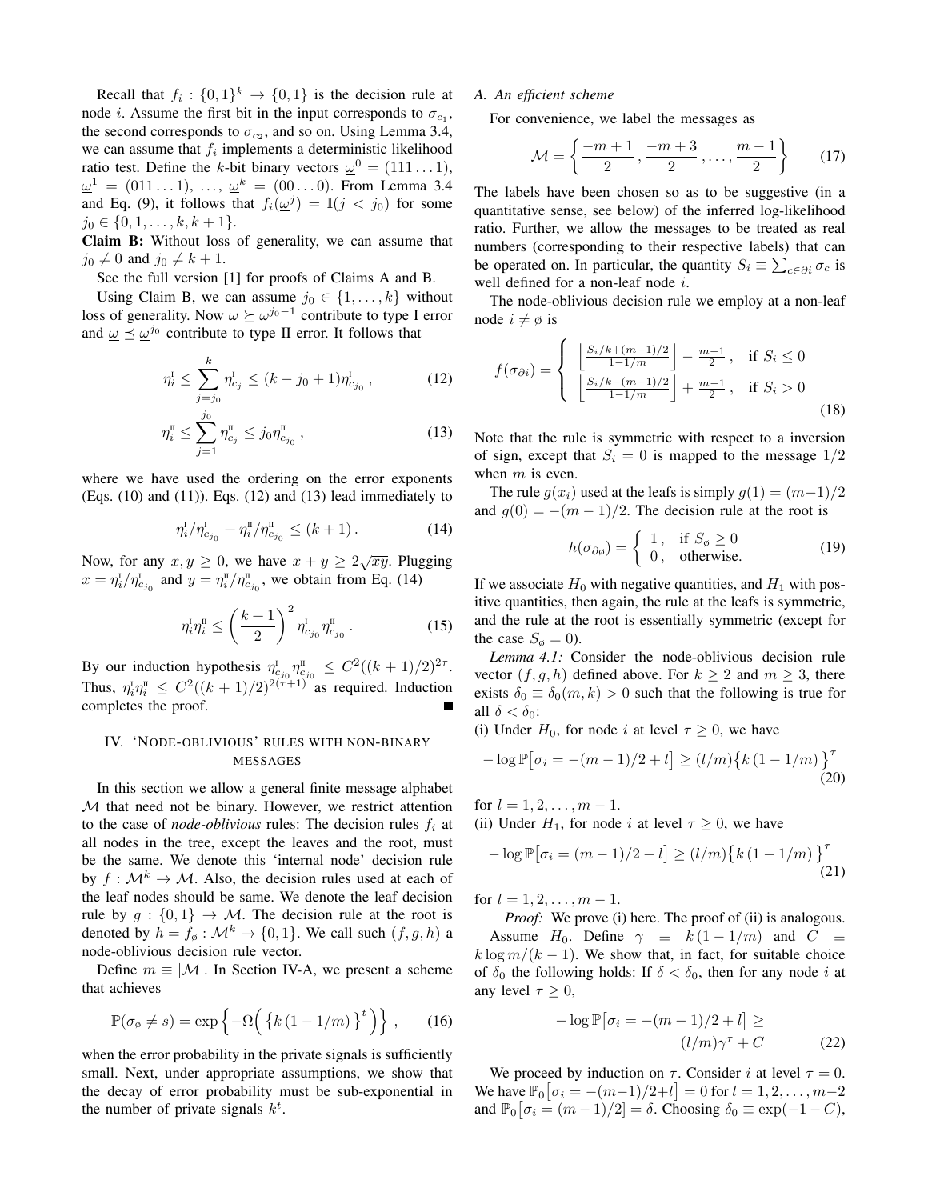Recall that $f_i : \{0,1\}^k \to \{0,1\}$ is the decision rule at node $i$. Assume the first bit in the input corresponds to $\sigma_{c_1}$, the second corresponds to $\sigma_{c_2}$, and so on. Using Lemma 3.4, we can assume that $f_i$ implements a deterministic likelihood ratio test. Define the $k$-bit binary vectors $\underline{\omega}^0 = (111\ldots1)$, $\underline{\omega}^1 = (011\ldots1)$, $\ldots$, $\underline{\omega}^k = (00\ldots0)$. From Lemma 3.4 and Eq. (9), it follows that $f_i(\underline{\omega}^j) = \mathbb{I}(j < j_0)$ for some $j_0 \in \{0,1,\ldots,k,k+1\}$.

**Claim B:** Without loss of generality, we can assume that $j_0 \neq 0$ and $j_0 \neq k+1$.

See the full version [1] for proofs of Claims A and B.

Using Claim B, we can assume $j_0 \in \{1,\ldots,k\}$ without loss of generality. Now $\underline{\omega} \succeq \underline{\omega}^{j_0-1}$ contribute to type I error and $\underline{\omega} \preceq \underline{\omega}^{j_0}$ contribute to type II error. It follows that

$$\eta_i^{\mathrm{I}} \le \sum_{j=j_0}^{k} \eta_{c_j}^{\mathrm{I}} \le (k - j_0 + 1)\eta_{c_{j_0}}^{\mathrm{I}}\,, \tag{12}$$

$$\eta_i^{\mathrm{II}} \le \sum_{j=1}^{j_0} \eta_{c_j}^{\mathrm{II}} \le j_0 \eta_{c_{j_0}}^{\mathrm{II}}\,, \tag{13}$$

where we have used the ordering on the error exponents (Eqs. (10) and (11)). Eqs. (12) and (13) lead immediately to

$$\eta_i^{\mathrm{I}}/\eta_{c_{j_0}}^{\mathrm{I}} + \eta_i^{\mathrm{II}}/\eta_{c_{j_0}}^{\mathrm{II}} \le (k+1)\,. \tag{14}$$

Now, for any $x, y \ge 0$, we have $x + y \ge 2\sqrt{xy}$. Plugging $x = \eta_i^{\mathrm{I}}/\eta_{c_{j_0}}^{\mathrm{I}}$ and $y = \eta_i^{\mathrm{II}}/\eta_{c_{j_0}}^{\mathrm{II}}$, we obtain from Eq. (14)

$$\eta_i^{\mathrm{I}}\eta_i^{\mathrm{II}} \le \left(\frac{k+1}{2}\right)^2 \eta_{c_{j_0}}^{\mathrm{I}}\eta_{c_{j_0}}^{\mathrm{II}}\,. \tag{15}$$

By our induction hypothesis $\eta_{c_{j_0}}^{\mathrm{I}}\eta_{c_{j_0}}^{\mathrm{II}} \le C^2((k+1)/2)^{2\tau}$. Thus, $\eta_i^{\mathrm{I}}\eta_i^{\mathrm{II}} \le C^2((k+1)/2)^{2(\tau+1)}$ as required. Induction completes the proof. ∎

## IV. 'Node-oblivious' rules with non-binary messages

In this section we allow a general finite message alphabet $\mathcal{M}$ that need not be binary. However, we restrict attention to the case of ***node-oblivious*** rules: The decision rules $f_i$ at all nodes in the tree, except the leaves and the root, must be the same. We denote this 'internal node' decision rule by $f : \mathcal{M}^k \to \mathcal{M}$. Also, the decision rules used at each of the leaf nodes should be same. We denote the leaf decision rule by $g : \{0,1\} \to \mathcal{M}$. The decision rule at the root is denoted by $h = f_{\o} : \mathcal{M}^k \to \{0,1\}$. We call such $(f,g,h)$ a node-oblivious decision rule vector.

Define $m \equiv |\mathcal{M}|$. In Section IV-A, we present a scheme that achieves

$$\mathbb{P}(\sigma_{\o} \neq s) = \exp\left\{-\Omega\Big(\big\{k\,(1-1/m)\big\}^t\Big)\right\}\,, \tag{16}$$

when the error probability in the private signals is sufficiently small. Next, under appropriate assumptions, we show that the decay of error probability must be sub-exponential in the number of private signals $k^t$.

### A. An efficient scheme

For convenience, we label the messages as

$$\mathcal{M} = \left\{\frac{-m+1}{2}, \frac{-m+3}{2}, \ldots, \frac{m-1}{2}\right\} \tag{17}$$

The labels have been chosen so as to be suggestive (in a quantitative sense, see below) of the inferred log-likelihood ratio. Further, we allow the messages to be treated as real numbers (corresponding to their respective labels) that can be operated on. In particular, the quantity $S_i \equiv \sum_{c \in \partial i} \sigma_c$ is well defined for a non-leaf node $i$.

The node-oblivious decision rule we employ at a non-leaf node $i \neq \o$ is

$$f(\sigma_{\partial i}) = \begin{cases} \left\lfloor \frac{S_i/k + (m-1)/2}{1-1/m} \right\rfloor - \frac{m-1}{2}\,, & \text{if } S_i \le 0 \\ \left\lfloor \frac{S_i/k - (m-1)/2}{1-1/m} \right\rfloor + \frac{m-1}{2}\,, & \text{if } S_i > 0 \end{cases} \tag{18}$$

Note that the rule is symmetric with respect to a inversion of sign, except that $S_i = 0$ is mapped to the message $1/2$ when $m$ is even.

The rule $g(x_i)$ used at the leafs is simply $g(1) = (m-1)/2$ and $g(0) = -(m-1)/2$. The decision rule at the root is

$$h(\sigma_{\partial \o}) = \begin{cases} 1\,, & \text{if } S_{\o} \ge 0 \\ 0\,, & \text{otherwise.} \end{cases} \tag{19}$$

If we associate $H_0$ with negative quantities, and $H_1$ with positive quantities, then again, the rule at the leafs is symmetric, and the rule at the root is essentially symmetric (except for the case $S_{\o} = 0$).

*Lemma 4.1:* Consider the node-oblivious decision rule vector $(f,g,h)$ defined above. For $k \ge 2$ and $m \ge 3$, there exists $\delta_0 \equiv \delta_0(m,k) > 0$ such that the following is true for all $\delta < \delta_0$:

(i) Under $H_0$, for node $i$ at level $\tau \ge 0$, we have

$$-\log \mathbb{P}\big[\sigma_i = -(m-1)/2 + l\big] \ge (l/m)\big\{k\,(1-1/m)\big\}^\tau \tag{20}$$

for $l = 1, 2, \ldots, m-1$.

(ii) Under $H_1$, for node $i$ at level $\tau \ge 0$, we have

$$-\log \mathbb{P}\big[\sigma_i = (m-1)/2 - l\big] \ge (l/m)\big\{k\,(1-1/m)\big\}^\tau \tag{21}$$

for $l = 1, 2, \ldots, m-1$.

*Proof:* We prove (i) here. The proof of (ii) is analogous. Assume $H_0$. Define $\gamma \equiv k\,(1-1/m)$ and $C \equiv k \log m/(k-1)$. We show that, in fact, for suitable choice of $\delta_0$ the following holds: If $\delta < \delta_0$, then for any node $i$ at any level $\tau \ge 0$,

$$-\log \mathbb{P}\big[\sigma_i = -(m-1)/2 + l\big] \ge (l/m)\gamma^\tau + C \tag{22}$$

We proceed by induction on $\tau$. Consider $i$ at level $\tau = 0$. We have $\mathbb{P}_0\big[\sigma_i = -(m-1)/2 + l\big] = 0$ for $l = 1, 2, \ldots, m-2$ and $\mathbb{P}_0\big[\sigma_i = (m-1)/2\big] = \delta$. Choosing $\delta_0 \equiv \exp(-1-C)$,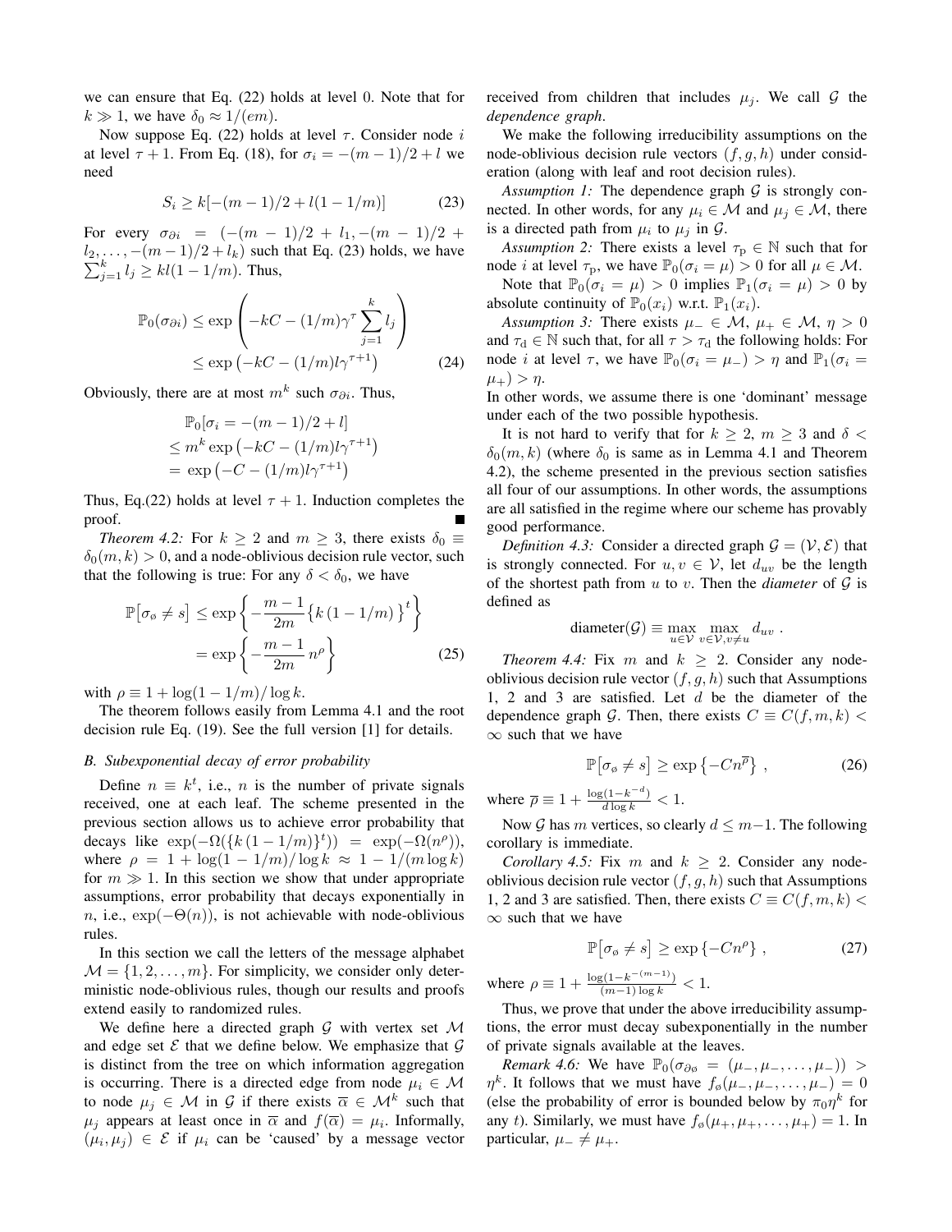we can ensure that Eq. (22) holds at level 0. Note that for $k \gg 1$, we have $\delta_0 \approx 1/(em)$.

Now suppose Eq. (22) holds at level $\tau$. Consider node $i$ at level $\tau+1$. From Eq. (18), for $\sigma_i = -(m-1)/2 + l$ we need

$$S_i \geq k[-(m-1)/2 + l(1-1/m)] \tag{23}$$

For every $\sigma_{\partial i} = (-(m-1)/2 + l_1, -(m-1)/2 + l_2, \ldots, -(m-1)/2 + l_k)$ such that Eq. (23) holds, we have $\sum_{j=1}^k l_j \geq kl(1-1/m)$. Thus,

$$\begin{aligned}\mathbb{P}_0(\sigma_{\partial i}) &\leq \exp\left(-kC - (1/m)\gamma^\tau \sum_{j=1}^k l_j\right)\\ &\leq \exp\left(-kC - (1/m)l\gamma^{\tau+1}\right)\end{aligned} \tag{24}$$

Obviously, there are at most $m^k$ such $\sigma_{\partial i}$. Thus,

$$\begin{aligned}&\mathbb{P}_0[\sigma_i = -(m-1)/2 + l]\\ &\leq m^k \exp\left(-kC - (1/m)l\gamma^{\tau+1}\right)\\ &= \exp\left(-C - (1/m)l\gamma^{\tau+1}\right)\end{aligned}$$

Thus, Eq.(22) holds at level $\tau+1$. Induction completes the proof. ∎

*Theorem 4.2:* For $k \geq 2$ and $m \geq 3$, there exists $\delta_0 \equiv \delta_0(m,k) > 0$, and a node-oblivious decision rule vector, such that the following is true: For any $\delta < \delta_0$, we have

$$\begin{aligned}\mathbb{P}\big[\sigma_\varnothing \neq s\big] &\leq \exp\left\{-\frac{m-1}{2m}\left\{k\left(1-1/m\right)\right\}^t\right\}\\ &= \exp\left\{-\frac{m-1}{2m}\, n^\rho\right\}\end{aligned} \tag{25}$$

with $\rho \equiv 1 + \log(1-1/m)/\log k$.

The theorem follows easily from Lemma 4.1 and the root decision rule Eq. (19). See the full version [1] for details.

### B. Subexponential decay of error probability

Define $n \equiv k^t$, i.e., $n$ is the number of private signals received, one at each leaf. The scheme presented in the previous section allows us to achieve error probability that decays like $\exp(-\Omega(\{k(1-1/m)\}^t)) = \exp(-\Omega(n^\rho))$, where $\rho = 1 + \log(1-1/m)/\log k \approx 1 - 1/(m \log k)$ for $m \gg 1$. In this section we show that under appropriate assumptions, error probability that decays exponentially in $n$, i.e., $\exp(-\Theta(n))$, is not achievable with node-oblivious rules.

In this section we call the letters of the message alphabet $\mathcal{M} = \{1, 2, \ldots, m\}$. For simplicity, we consider only deterministic node-oblivious rules, though our results and proofs extend easily to randomized rules.

We define here a directed graph $\mathcal{G}$ with vertex set $\mathcal{M}$ and edge set $\mathcal{E}$ that we define below. We emphasize that $\mathcal{G}$ is distinct from the tree on which information aggregation is occurring. There is a directed edge from node $\mu_i \in \mathcal{M}$ to node $\mu_j \in \mathcal{M}$ in $\mathcal{G}$ if there exists $\overline{\alpha} \in \mathcal{M}^k$ such that $\mu_j$ appears at least once in $\overline{\alpha}$ and $f(\overline{\alpha}) = \mu_i$. Informally, $(\mu_i, \mu_j) \in \mathcal{E}$ if $\mu_i$ can be 'caused' by a message vector received from children that includes $\mu_j$. We call $\mathcal{G}$ the *dependence graph*.

We make the following irreducibility assumptions on the node-oblivious decision rule vectors $(f, g, h)$ under consideration (along with leaf and root decision rules).

*Assumption 1:* The dependence graph $\mathcal{G}$ is strongly connected. In other words, for any $\mu_i \in \mathcal{M}$ and $\mu_j \in \mathcal{M}$, there is a directed path from $\mu_i$ to $\mu_j$ in $\mathcal{G}$.

*Assumption 2:* There exists a level $\tau_{\rm p} \in \mathbb{N}$ such that for node $i$ at level $\tau_{\rm p}$, we have $\mathbb{P}_0(\sigma_i = \mu) > 0$ for all $\mu \in \mathcal{M}$.

Note that $\mathbb{P}_0(\sigma_i = \mu) > 0$ implies $\mathbb{P}_1(\sigma_i = \mu) > 0$ by absolute continuity of $\mathbb{P}_0(x_i)$ w.r.t. $\mathbb{P}_1(x_i)$.

*Assumption 3:* There exists $\mu_- \in \mathcal{M}$, $\mu_+ \in \mathcal{M}$, $\eta > 0$ and $\tau_{\rm d} \in \mathbb{N}$ such that, for all $\tau > \tau_{\rm d}$ the following holds: For node $i$ at level $\tau$, we have $\mathbb{P}_0(\sigma_i = \mu_-) > \eta$ and $\mathbb{P}_1(\sigma_i = \mu_+) > \eta$.

In other words, we assume there is one 'dominant' message under each of the two possible hypothesis.

It is not hard to verify that for $k \geq 2$, $m \geq 3$ and $\delta < \delta_0(m,k)$ (where $\delta_0$ is same as in Lemma 4.1 and Theorem 4.2), the scheme presented in the previous section satisfies all four of our assumptions. In other words, the assumptions are all satisfied in the regime where our scheme has provably good performance.

*Definition 4.3:* Consider a directed graph $\mathcal{G} = (\mathcal{V}, \mathcal{E})$ that is strongly connected. For $u, v \in \mathcal{V}$, let $d_{uv}$ be the length of the shortest path from $u$ to $v$. Then the *diameter* of $\mathcal{G}$ is defined as

$$\text{diameter}(\mathcal{G}) \equiv \max_{u \in \mathcal{V}} \max_{v \in \mathcal{V}, v \neq u} d_{uv}\ .$$

*Theorem 4.4:* Fix $m$ and $k \geq 2$. Consider any node-oblivious decision rule vector $(f, g, h)$ such that Assumptions 1, 2 and 3 are satisfied. Let $d$ be the diameter of the dependence graph $\mathcal{G}$. Then, there exists $C \equiv C(f, m, k) < \infty$ such that we have

$$\mathbb{P}\big[\sigma_\varnothing \neq s\big] \geq \exp\left\{-Cn^{\overline{\rho}}\right\}, \tag{26}$$

where $\overline{\rho} \equiv 1 + \frac{\log(1-k^{-d})}{d \log k} < 1$.

Now $\mathcal{G}$ has $m$ vertices, so clearly $d \leq m-1$. The following corollary is immediate.

*Corollary 4.5:* Fix $m$ and $k \geq 2$. Consider any node-oblivious decision rule vector $(f, g, h)$ such that Assumptions 1, 2 and 3 are satisfied. Then, there exists $C \equiv C(f, m, k) < \infty$ such that we have

$$\mathbb{P}\big[\sigma_\varnothing \neq s\big] \geq \exp\left\{-Cn^{\rho}\right\}, \tag{27}$$

where $\rho \equiv 1 + \frac{\log(1-k^{-(m-1)})}{(m-1)\log k} < 1$.

Thus, we prove that under the above irreducibility assumptions, the error must decay subexponentially in the number of private signals available at the leaves.

*Remark 4.6:* We have $\mathbb{P}_0(\sigma_{\partial\varnothing} = (\mu_-, \mu_-, \ldots, \mu_-)) > \eta^k$. It follows that we must have $f_\varnothing(\mu_-, \mu_-, \ldots, \mu_-) = 0$ (else the probability of error is bounded below by $\pi_0\eta^k$ for any $t$). Similarly, we must have $f_\varnothing(\mu_+, \mu_+, \ldots, \mu_+) = 1$. In particular, $\mu_- \neq \mu_+$.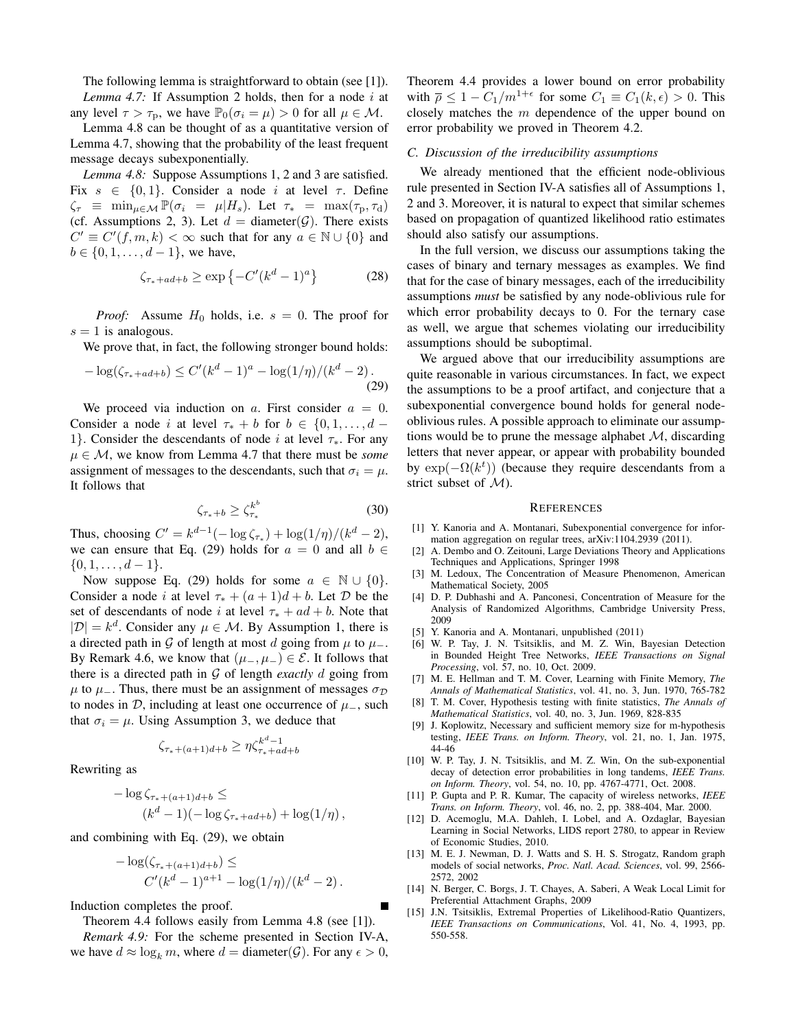The following lemma is straightforward to obtain (see [1]).

*Lemma 4.7:* If Assumption 2 holds, then for a node $i$ at any level $\tau > \tau_{\rm p}$, we have $\mathbb{P}_0(\sigma_i = \mu) > 0$ for all $\mu \in \mathcal{M}$.

Lemma 4.8 can be thought of as a quantitative version of Lemma 4.7, showing that the probability of the least frequent message decays subexponentially.

*Lemma 4.8:* Suppose Assumptions 1, 2 and 3 are satisfied. Fix $s \in \{0,1\}$. Consider a node $i$ at level $\tau$. Define $\zeta_\tau \equiv \min_{\mu\in\mathcal{M}} \mathbb{P}(\sigma_i = \mu | H_s)$. Let $\tau_* = \max(\tau_{\rm p}, \tau_{\rm d})$ (cf. Assumptions 2, 3). Let $d = \text{diameter}(\mathcal{G})$. There exists $C' \equiv C'(f, m, k) < \infty$ such that for any $a \in \mathbb{N} \cup \{0\}$ and $b \in \{0, 1, \ldots, d-1\}$, we have,

$$\zeta_{\tau_* + ad + b} \geq \exp\left\{-C'(k^d - 1)^a\right\} \tag{28}$$

*Proof:* Assume $H_0$ holds, i.e. $s = 0$. The proof for $s = 1$ is analogous.

We prove that, in fact, the following stronger bound holds:

$$-\log(\zeta_{\tau_* + ad + b}) \leq C'(k^d - 1)^a - \log(1/\eta)/(k^d - 2)\,. \tag{29}$$

We proceed via induction on $a$. First consider $a = 0$. Consider a node $i$ at level $\tau_* + b$ for $b \in \{0, 1, \ldots, d-1\}$. Consider the descendants of node $i$ at level $\tau_*$. For any $\mu \in \mathcal{M}$, we know from Lemma 4.7 that there must be *some* assignment of messages to the descendants, such that $\sigma_i = \mu$. It follows that

$$\zeta_{\tau_* + b} \geq \zeta_{\tau_*}^{k^b} \tag{30}$$

Thus, choosing $C' = k^{d-1}(-\log \zeta_{\tau_*}) + \log(1/\eta)/(k^d - 2)$, we can ensure that Eq. (29) holds for $a = 0$ and all $b \in \{0, 1, \ldots, d-1\}$.

Now suppose Eq. (29) holds for some $a \in \mathbb{N} \cup \{0\}$. Consider a node $i$ at level $\tau_* + (a+1)d + b$. Let $\mathcal{D}$ be the set of descendants of node $i$ at level $\tau_* + ad + b$. Note that $|\mathcal{D}| = k^d$. Consider any $\mu \in \mathcal{M}$. By Assumption 1, there is a directed path in $\mathcal{G}$ of length at most $d$ going from $\mu$ to $\mu_-$. By Remark 4.6, we know that $(\mu_-, \mu_-) \in \mathcal{E}$. It follows that there is a directed path in $\mathcal{G}$ of length *exactly* $d$ going from $\mu$ to $\mu_-$. Thus, there must be an assignment of messages $\sigma_{\mathcal{D}}$ to nodes in $\mathcal{D}$, including at least one occurrence of $\mu_-$, such that $\sigma_i = \mu$. Using Assumption 3, we deduce that

$$\zeta_{\tau_* + (a+1)d + b} \geq \eta \zeta_{\tau_* + ad + b}^{k^d - 1}$$

Rewriting as

$$\begin{aligned}-\log \zeta_{\tau_* + (a+1)d + b} &\leq \\ &(k^d - 1)(-\log \zeta_{\tau_* + ad + b}) + \log(1/\eta)\,,\end{aligned}$$

and combining with Eq. (29), we obtain

$$\begin{aligned}-\log(\zeta_{\tau_* + (a+1)d + b}) &\leq \\ &C'(k^d - 1)^{a+1} - \log(1/\eta)/(k^d - 2)\,.\end{aligned}$$

Induction completes the proof. ■

Theorem 4.4 follows easily from Lemma 4.8 (see [1]).

*Remark 4.9:* For the scheme presented in Section IV-A, we have $d \approx \log_k m$, where $d = \text{diameter}(\mathcal{G})$. For any $\epsilon > 0$, Theorem 4.4 provides a lower bound on error probability with $\overline{\rho} \leq 1 - C_1/m^{1+\epsilon}$ for some $C_1 \equiv C_1(k, \epsilon) > 0$. This closely matches the $m$ dependence of the upper bound on error probability we proved in Theorem 4.2.

### C. Discussion of the irreducibility assumptions

We already mentioned that the efficient node-oblivious rule presented in Section IV-A satisfies all of Assumptions 1, 2 and 3. Moreover, it is natural to expect that similar schemes based on propagation of quantized likelihood ratio estimates should also satisfy our assumptions.

In the full version, we discuss our assumptions taking the cases of binary and ternary messages as examples. We find that for the case of binary messages, each of the irreducibility assumptions *must* be satisfied by any node-oblivious rule for which error probability decays to 0. For the ternary case as well, we argue that schemes violating our irreducibility assumptions should be suboptimal.

We argued above that our irreducibility assumptions are quite reasonable in various circumstances. In fact, we expect the assumptions to be a proof artifact, and conjecture that a subexponential convergence bound holds for general node-oblivious rules. A possible approach to eliminate our assumptions would be to prune the message alphabet $\mathcal{M}$, discarding letters that never appear, or appear with probability bounded by $\exp(-\Omega(k^t))$ (because they require descendants from a strict subset of $\mathcal{M}$).

## References

[1] Y. Kanoria and A. Montanari, Subexponential convergence for information aggregation on regular trees, arXiv:1104.2939 (2011).

[2] A. Dembo and O. Zeitouni, Large Deviations Theory and Applications Techniques and Applications, Springer 1998

[3] M. Ledoux, The Concentration of Measure Phenomenon, American Mathematical Society, 2005

[4] D. P. Dubhashi and A. Panconesi, Concentration of Measure for the Analysis of Randomized Algorithms, Cambridge University Press, 2009

[5] Y. Kanoria and A. Montanari, unpublished (2011)

[6] W. P. Tay, J. N. Tsitsiklis, and M. Z. Win, Bayesian Detection in Bounded Height Tree Networks, *IEEE Transactions on Signal Processing*, vol. 57, no. 10, Oct. 2009.

[7] M. E. Hellman and T. M. Cover, Learning with Finite Memory, *The Annals of Mathematical Statistics*, vol. 41, no. 3, Jun. 1970, 765-782

[8] T. M. Cover, Hypothesis testing with finite statistics, *The Annals of Mathematical Statistics*, vol. 40, no. 3, Jun. 1969, 828-835

[9] J. Koplowitz, Necessary and sufficient memory size for m-hypothesis testing, *IEEE Trans. on Inform. Theory*, vol. 21, no. 1, Jan. 1975, 44-46

[10] W. P. Tay, J. N. Tsitsiklis, and M. Z. Win, On the sub-exponential decay of detection error probabilities in long tandems, *IEEE Trans. on Inform. Theory*, vol. 54, no. 10, pp. 4767-4771, Oct. 2008.

[11] P. Gupta and P. R. Kumar, The capacity of wireless networks, *IEEE Trans. on Inform. Theory*, vol. 46, no. 2, pp. 388-404, Mar. 2000.

[12] D. Acemoglu, M.A. Dahleh, I. Lobel, and A. Ozdaglar, Bayesian Learning in Social Networks, LIDS report 2780, to appear in Review of Economic Studies, 2010.

[13] M. E. J. Newman, D. J. Watts and S. H. S. Strogatz, Random graph models of social networks, *Proc. Natl. Acad. Sciences*, vol. 99, 2566-2572, 2002

[14] N. Berger, C. Borgs, J. T. Chayes, A. Saberi, A Weak Local Limit for Preferential Attachment Graphs, 2009

[15] J.N. Tsitsiklis, Extremal Properties of Likelihood-Ratio Quantizers, *IEEE Transactions on Communications*, Vol. 41, No. 4, 1993, pp. 550-558.